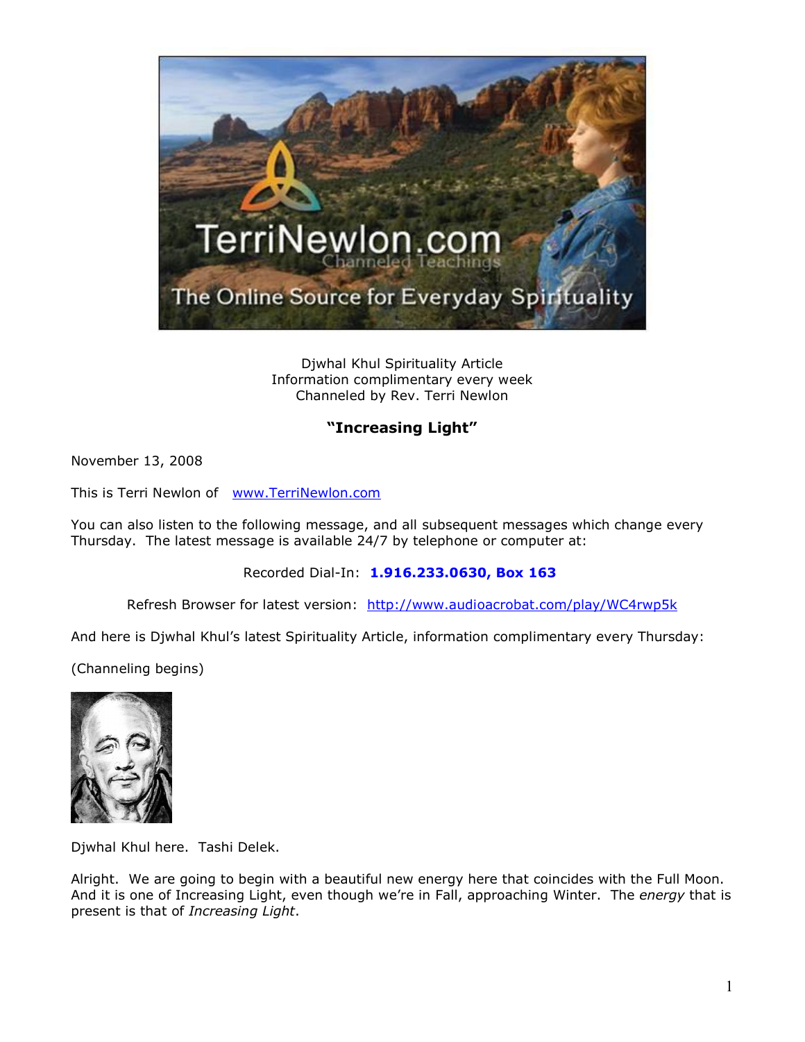Djwhal Khul Spirituality Article
Information complimentary every week
Channeled by Rev. Terri Newlon

## "Increasing Light"

November 13, 2008

This is Terri Newlon of [www.TerriNewlon.com](http://www.TerriNewlon.com)

You can also listen to the following message, and all subsequent messages which change every Thursday. The latest message is available 24/7 by telephone or computer at:

Recorded Dial-In: **1.916.233.0630, Box 163**

Refresh Browser for latest version: [http://www.audioacrobat.com/play/WC4rwp5k](http://www.audioacrobat.com/play/WC4rwp5k)

And here is Djwhal Khul's latest Spirituality Article, information complimentary every Thursday:

(Channeling begins)

Djwhal Khul here. Tashi Delek.

Alright. We are going to begin with a beautiful new energy here that coincides with the Full Moon. And it is one of Increasing Light, even though we're in Fall, approaching Winter. The *energy* that is present is that of *Increasing Light*.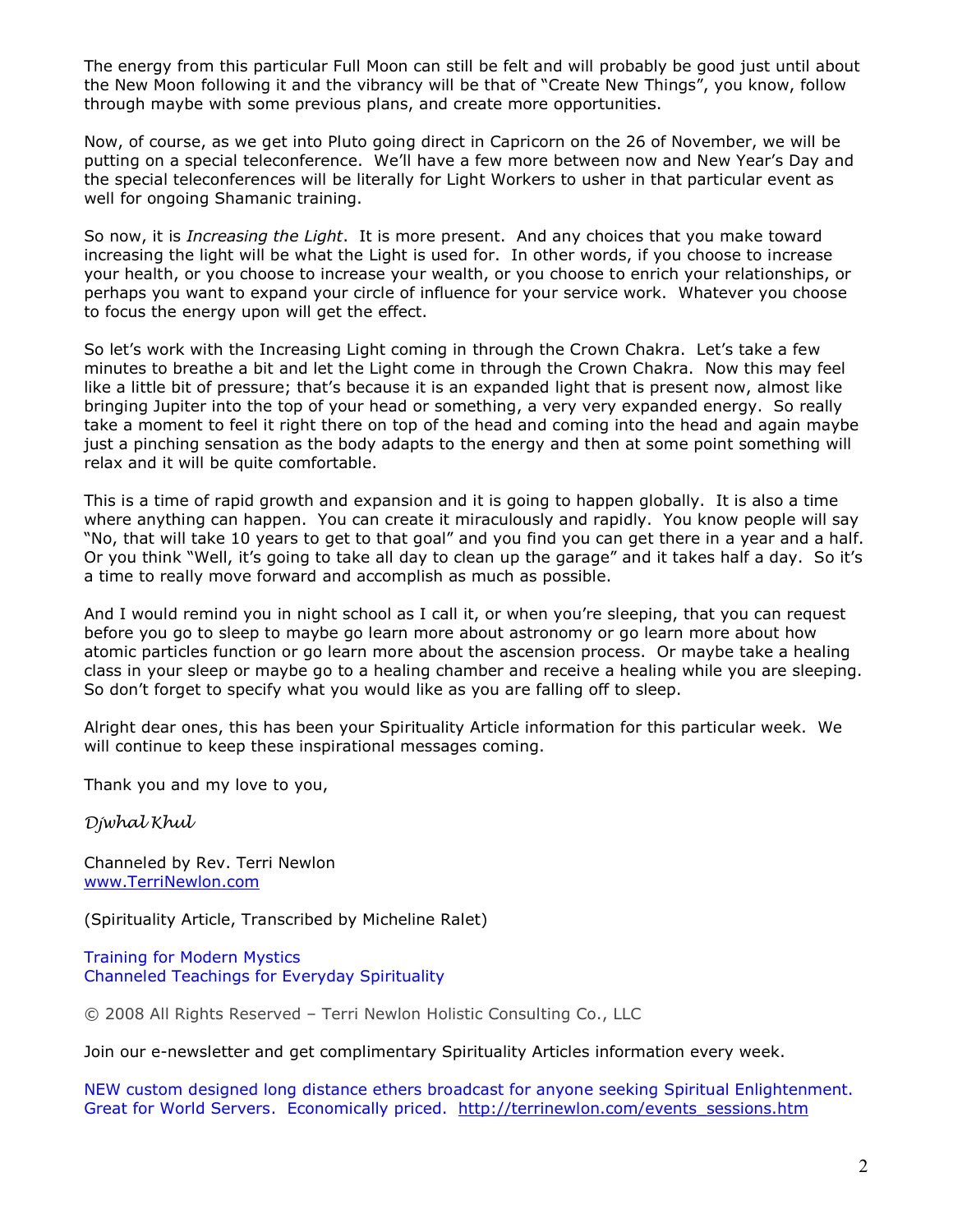The energy from this particular Full Moon can still be felt and will probably be good just until about the New Moon following it and the vibrancy will be that of "Create New Things", you know, follow through maybe with some previous plans, and create more opportunities.

Now, of course, as we get into Pluto going direct in Capricorn on the 26 of November, we will be putting on a special teleconference. We'll have a few more between now and New Year's Day and the special teleconferences will be literally for Light Workers to usher in that particular event as well for ongoing Shamanic training.

So now, it is *Increasing the Light*. It is more present. And any choices that you make toward increasing the light will be what the Light is used for. In other words, if you choose to increase your health, or you choose to increase your wealth, or you choose to enrich your relationships, or perhaps you want to expand your circle of influence for your service work. Whatever you choose to focus the energy upon will get the effect.

So let's work with the Increasing Light coming in through the Crown Chakra. Let's take a few minutes to breathe a bit and let the Light come in through the Crown Chakra. Now this may feel like a little bit of pressure; that's because it is an expanded light that is present now, almost like bringing Jupiter into the top of your head or something, a very very expanded energy. So really take a moment to feel it right there on top of the head and coming into the head and again maybe just a pinching sensation as the body adapts to the energy and then at some point something will relax and it will be quite comfortable.

This is a time of rapid growth and expansion and it is going to happen globally. It is also a time where anything can happen. You can create it miraculously and rapidly. You know people will say "No, that will take 10 years to get to that goal" and you find you can get there in a year and a half. Or you think "Well, it's going to take all day to clean up the garage" and it takes half a day. So it's a time to really move forward and accomplish as much as possible.

And I would remind you in night school as I call it, or when you're sleeping, that you can request before you go to sleep to maybe go learn more about astronomy or go learn more about how atomic particles function or go learn more about the ascension process. Or maybe take a healing class in your sleep or maybe go to a healing chamber and receive a healing while you are sleeping. So don't forget to specify what you would like as you are falling off to sleep.

Alright dear ones, this has been your Spirituality Article information for this particular week. We will continue to keep these inspirational messages coming.

Thank you and my love to you,

*Djwhal Khul*

Channeled by Rev. Terri Newlon
www.TerriNewlon.com

(Spirituality Article, Transcribed by Micheline Ralet)

Training for Modern Mystics
Channeled Teachings for Everyday Spirituality

© 2008 All Rights Reserved – Terri Newlon Holistic Consulting Co., LLC

Join our e-newsletter and get complimentary Spirituality Articles information every week.

NEW custom designed long distance ethers broadcast for anyone seeking Spiritual Enlightenment. Great for World Servers. Economically priced. http://terrinewlon.com/events_sessions.htm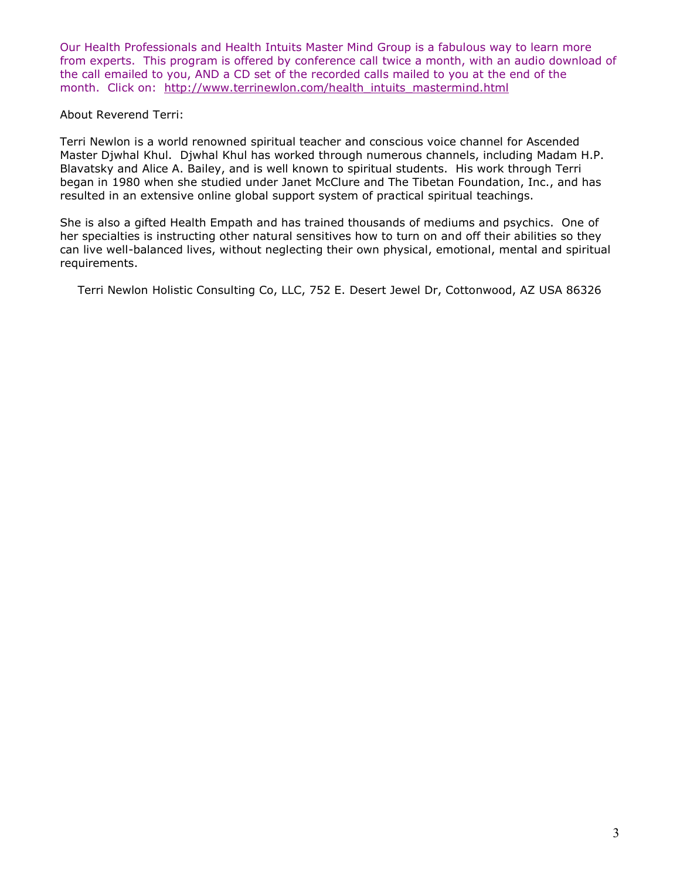Our Health Professionals and Health Intuits Master Mind Group is a fabulous way to learn more from experts. This program is offered by conference call twice a month, with an audio download of the call emailed to you, AND a CD set of the recorded calls mailed to you at the end of the month. Click on: [http://www.terrinewlon.com/health_intuits_mastermind.html](http://www.terrinewlon.com/health_intuits_mastermind.html)

About Reverend Terri:

Terri Newlon is a world renowned spiritual teacher and conscious voice channel for Ascended Master Djwhal Khul. Djwhal Khul has worked through numerous channels, including Madam H.P. Blavatsky and Alice A. Bailey, and is well known to spiritual students. His work through Terri began in 1980 when she studied under Janet McClure and The Tibetan Foundation, Inc., and has resulted in an extensive online global support system of practical spiritual teachings.

She is also a gifted Health Empath and has trained thousands of mediums and psychics. One of her specialties is instructing other natural sensitives how to turn on and off their abilities so they can live well-balanced lives, without neglecting their own physical, emotional, mental and spiritual requirements.

Terri Newlon Holistic Consulting Co, LLC, 752 E. Desert Jewel Dr, Cottonwood, AZ USA 86326